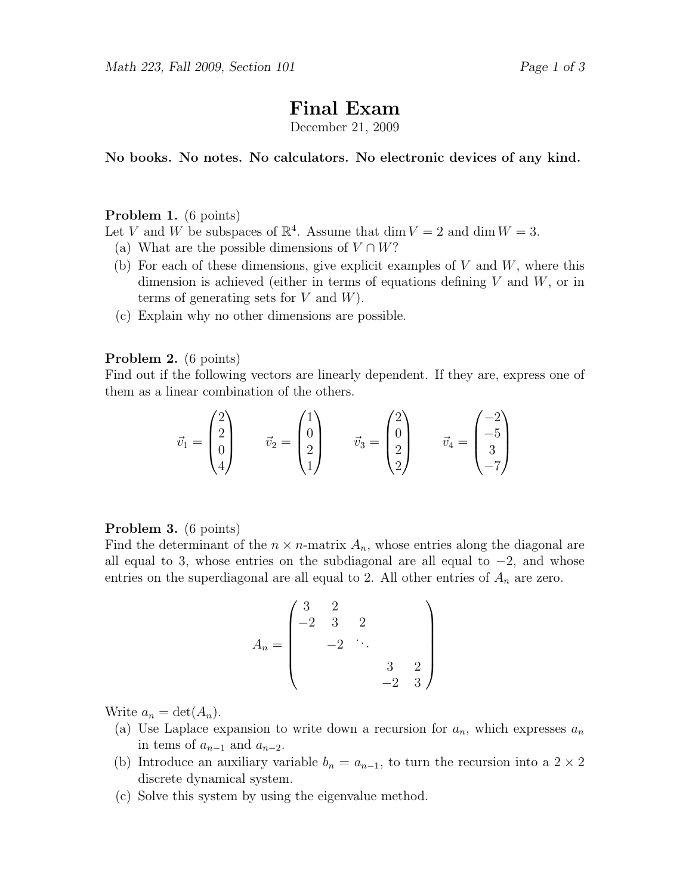# Final Exam

December 21, 2009

**No books. No notes. No calculators. No electronic devices of any kind.**

**Problem 1.** (6 points)
Let $V$ and $W$ be subspaces of $\mathbb{R}^4$. Assume that $\dim V = 2$ and $\dim W = 3$.

(a) What are the possible dimensions of $V \cap W$?

(b) For each of these dimensions, give explicit examples of $V$ and $W$, where this dimension is achieved (either in terms of equations defining $V$ and $W$, or in terms of generating sets for $V$ and $W$).

(c) Explain why no other dimensions are possible.

**Problem 2.** (6 points)
Find out if the following vectors are linearly dependent. If they are, express one of them as a linear combination of the others.

$$\vec{v}_1 = \begin{pmatrix} 2 \\ 2 \\ 0 \\ 4 \end{pmatrix} \qquad \vec{v}_2 = \begin{pmatrix} 1 \\ 0 \\ 2 \\ 1 \end{pmatrix} \qquad \vec{v}_3 = \begin{pmatrix} 2 \\ 0 \\ 2 \\ 2 \end{pmatrix} \qquad \vec{v}_4 = \begin{pmatrix} -2 \\ -5 \\ 3 \\ -7 \end{pmatrix}$$

**Problem 3.** (6 points)
Find the determinant of the $n \times n$-matrix $A_n$, whose entries along the diagonal are all equal to 3, whose entries on the subdiagonal are all equal to $-2$, and whose entries on the superdiagonal are all equal to 2. All other entries of $A_n$ are zero.

$$A_n = \begin{pmatrix} 3 & 2 & & & \\ -2 & 3 & 2 & & \\ & -2 & \ddots & & \\ & & & 3 & 2 \\ & & & -2 & 3 \end{pmatrix}$$

Write $a_n = \det(A_n)$.

(a) Use Laplace expansion to write down a recursion for $a_n$, which expresses $a_n$ in tems of $a_{n-1}$ and $a_{n-2}$.

(b) Introduce an auxiliary variable $b_n = a_{n-1}$, to turn the recursion into a $2 \times 2$ discrete dynamical system.

(c) Solve this system by using the eigenvalue method.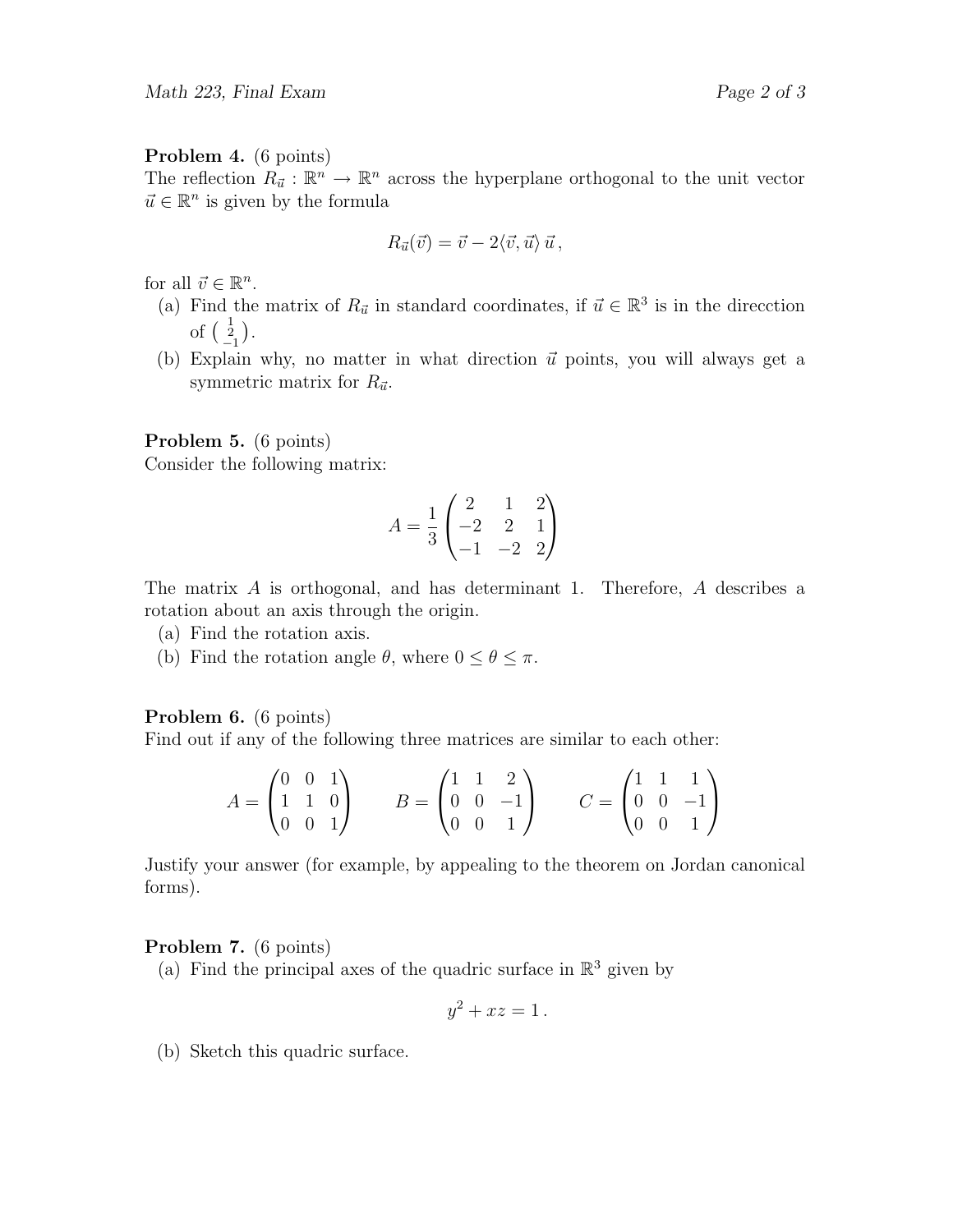**Problem 4.** (6 points)
The reflection $R_{\vec{u}} : \mathbb{R}^n \to \mathbb{R}^n$ across the hyperplane orthogonal to the unit vector $\vec{u} \in \mathbb{R}^n$ is given by the formula

$$R_{\vec{u}}(\vec{v}) = \vec{v} - 2\langle \vec{v}, \vec{u} \rangle \, \vec{u} \,,$$

for all $\vec{v} \in \mathbb{R}^n$.

(a) Find the matrix of $R_{\vec{u}}$ in standard coordinates, if $\vec{u} \in \mathbb{R}^3$ is in the direcction of $\left( \begin{smallmatrix} 1 \\ 2 \\ -1 \end{smallmatrix} \right)$.

(b) Explain why, no matter in what direction $\vec{u}$ points, you will always get a symmetric matrix for $R_{\vec{u}}$.

**Problem 5.** (6 points)
Consider the following matrix:

$$A = \frac{1}{3} \begin{pmatrix} 2 & 1 & 2 \\ -2 & 2 & 1 \\ -1 & -2 & 2 \end{pmatrix}$$

The matrix $A$ is orthogonal, and has determinant 1. Therefore, $A$ describes a rotation about an axis through the origin.

(a) Find the rotation axis.

(b) Find the rotation angle $\theta$, where $0 \leq \theta \leq \pi$.

**Problem 6.** (6 points)
Find out if any of the following three matrices are similar to each other:

$$A = \begin{pmatrix} 0 & 0 & 1 \\ 1 & 1 & 0 \\ 0 & 0 & 1 \end{pmatrix} \qquad B = \begin{pmatrix} 1 & 1 & 2 \\ 0 & 0 & -1 \\ 0 & 0 & 1 \end{pmatrix} \qquad C = \begin{pmatrix} 1 & 1 & 1 \\ 0 & 0 & -1 \\ 0 & 0 & 1 \end{pmatrix}$$

Justify your answer (for example, by appealing to the theorem on Jordan canonical forms).

**Problem 7.** (6 points)

(a) Find the principal axes of the quadric surface in $\mathbb{R}^3$ given by

$$y^2 + xz = 1 \,.$$

(b) Sketch this quadric surface.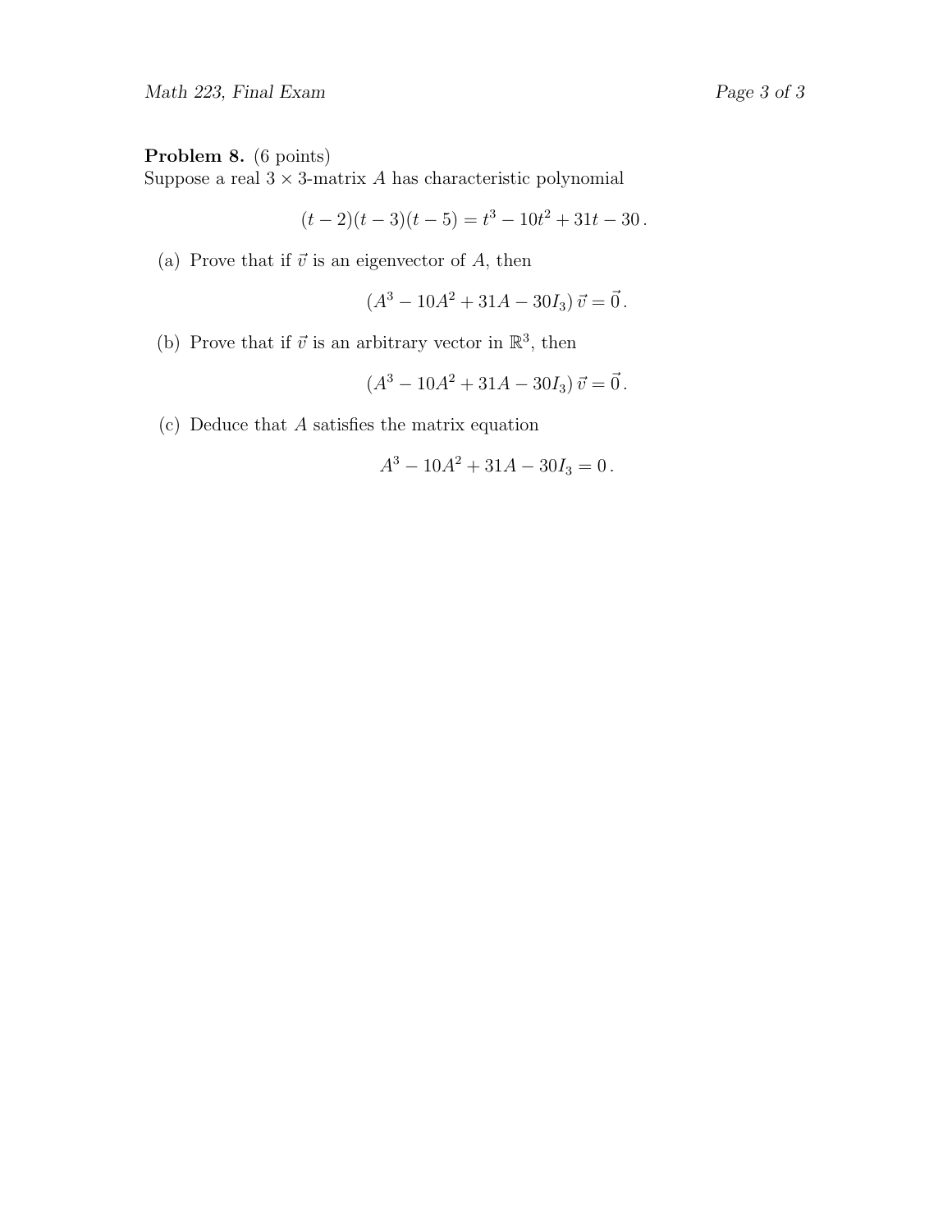**Problem 8.** (6 points)
Suppose a real $3 \times 3$-matrix $A$ has characteristic polynomial

$$(t-2)(t-3)(t-5) = t^3 - 10t^2 + 31t - 30\,.$$

(a) Prove that if $\vec{v}$ is an eigenvector of $A$, then

$$(A^3 - 10A^2 + 31A - 30I_3)\,\vec{v} = \vec{0}\,.$$

(b) Prove that if $\vec{v}$ is an arbitrary vector in $\mathbb{R}^3$, then

$$(A^3 - 10A^2 + 31A - 30I_3)\,\vec{v} = \vec{0}\,.$$

(c) Deduce that $A$ satisfies the matrix equation

$$A^3 - 10A^2 + 31A - 30I_3 = 0\,.$$